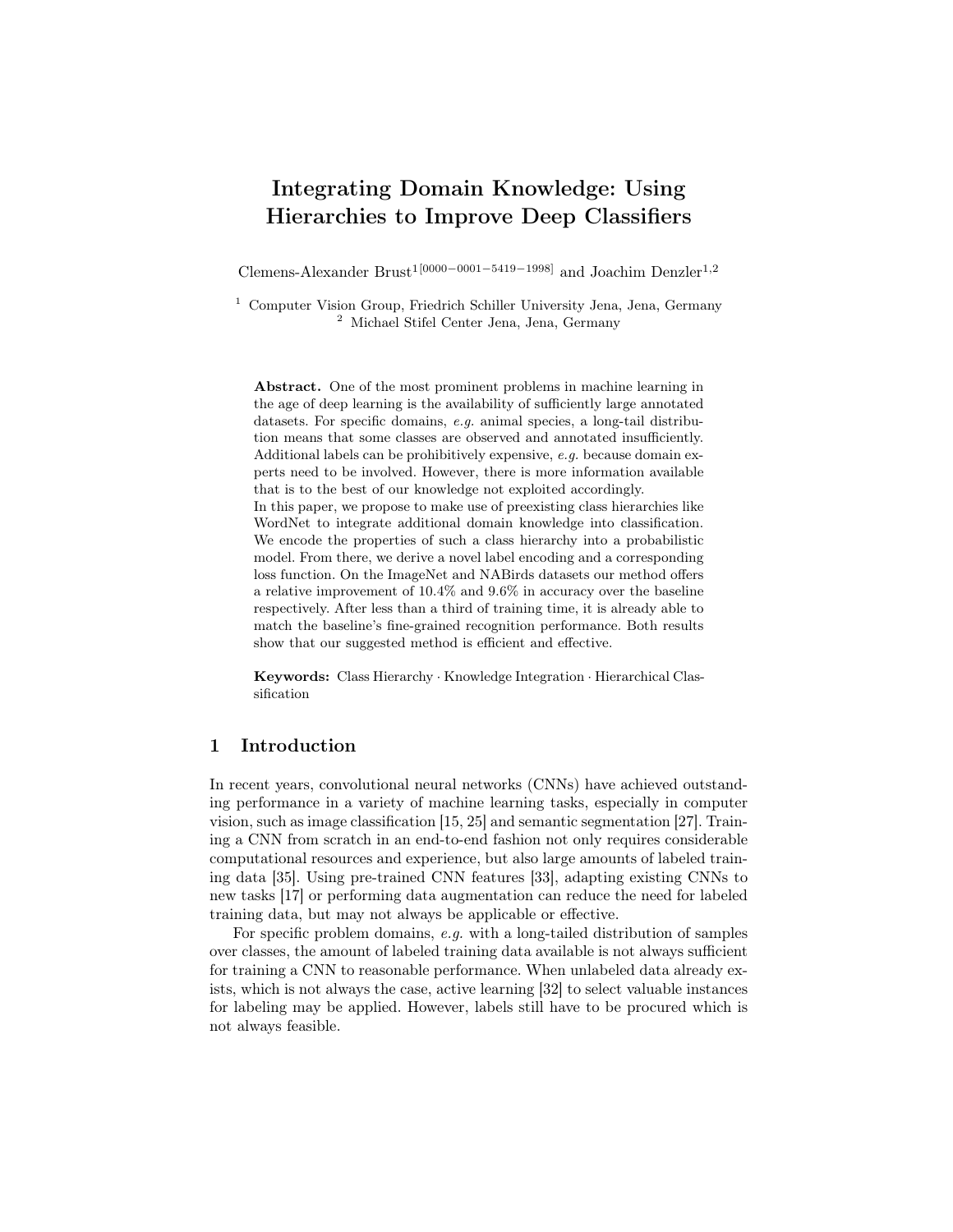# Integrating Domain Knowledge: Using Hierarchies to Improve Deep Classifiers

Clemens-Alexander Brust[1[0000−0001−5419−1998]] and Joachim Denzler[1,2]

[1] Computer Vision Group, Friedrich Schiller University Jena, Jena, Germany
[2] Michael Stifel Center Jena, Jena, Germany

**Abstract.** One of the most prominent problems in machine learning in the age of deep learning is the availability of sufficiently large annotated datasets. For specific domains, *e.g.* animal species, a long-tail distribution means that some classes are observed and annotated insufficiently. Additional labels can be prohibitively expensive, *e.g.* because domain experts need to be involved. However, there is more information available that is to the best of our knowledge not exploited accordingly.
In this paper, we propose to make use of preexisting class hierarchies like WordNet to integrate additional domain knowledge into classification. We encode the properties of such a class hierarchy into a probabilistic model. From there, we derive a novel label encoding and a corresponding loss function. On the ImageNet and NABirds datasets our method offers a relative improvement of 10.4% and 9.6% in accuracy over the baseline respectively. After less than a third of training time, it is already able to match the baseline's fine-grained recognition performance. Both results show that our suggested method is efficient and effective.

**Keywords:** Class Hierarchy · Knowledge Integration · Hierarchical Classification

## 1 Introduction

In recent years, convolutional neural networks (CNNs) have achieved outstanding performance in a variety of machine learning tasks, especially in computer vision, such as image classification [15, 25] and semantic segmentation [27]. Training a CNN from scratch in an end-to-end fashion not only requires considerable computational resources and experience, but also large amounts of labeled training data [35]. Using pre-trained CNN features [33], adapting existing CNNs to new tasks [17] or performing data augmentation can reduce the need for labeled training data, but may not always be applicable or effective.

For specific problem domains, *e.g.* with a long-tailed distribution of samples over classes, the amount of labeled training data available is not always sufficient for training a CNN to reasonable performance. When unlabeled data already exists, which is not always the case, active learning [32] to select valuable instances for labeling may be applied. However, labels still have to be procured which is not always feasible.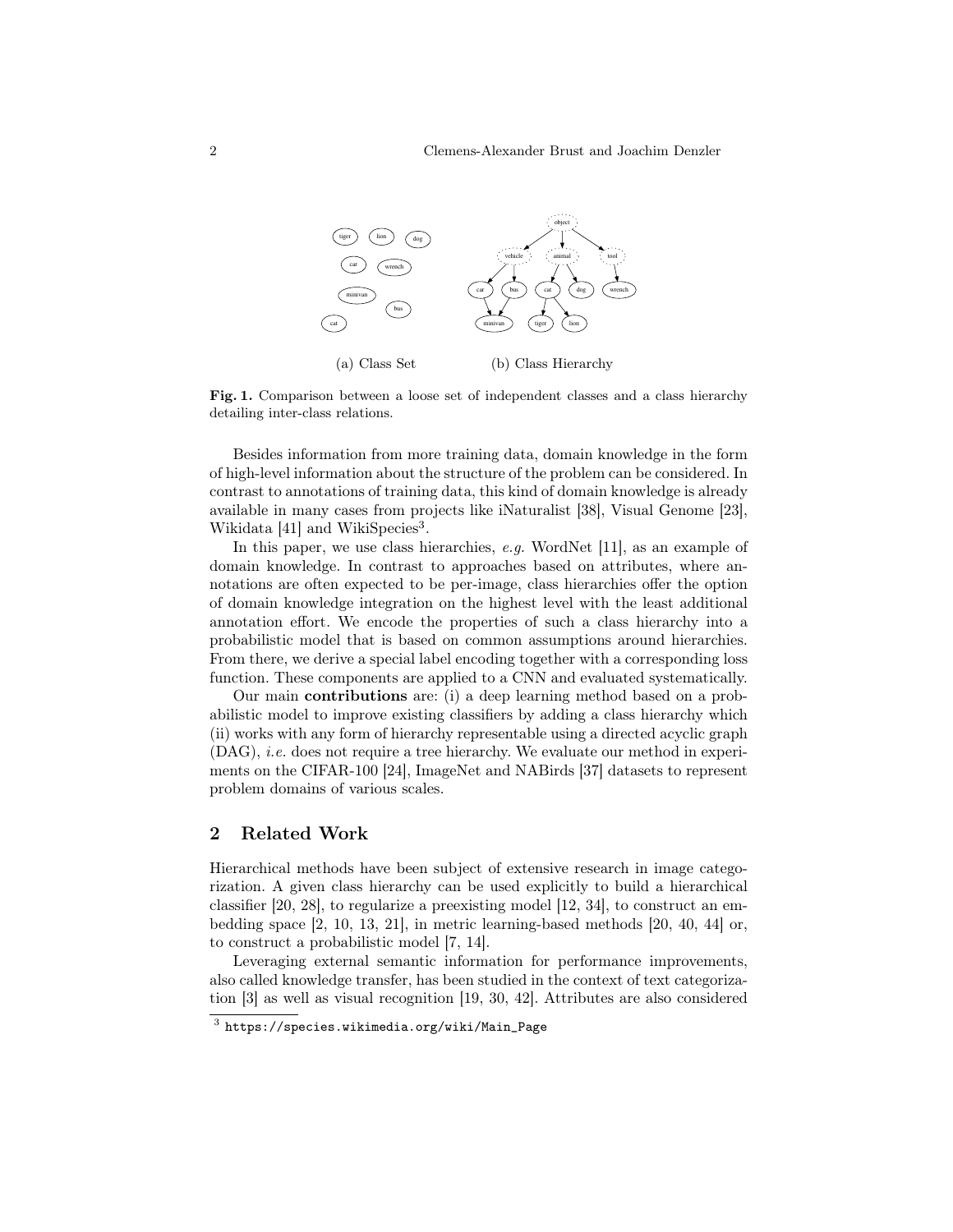(a) Class Set (b) Class Hierarchy

**Fig. 1.** Comparison between a loose set of independent classes and a class hierarchy detailing inter-class relations.

Besides information from more training data, domain knowledge in the form of high-level information about the structure of the problem can be considered. In contrast to annotations of training data, this kind of domain knowledge is already available in many cases from projects like iNaturalist [38], Visual Genome [23], Wikidata [41] and WikiSpecies[3].

In this paper, we use class hierarchies, *e.g.* WordNet [11], as an example of domain knowledge. In contrast to approaches based on attributes, where annotations are often expected to be per-image, class hierarchies offer the option of domain knowledge integration on the highest level with the least additional annotation effort. We encode the properties of such a class hierarchy into a probabilistic model that is based on common assumptions around hierarchies. From there, we derive a special label encoding together with a corresponding loss function. These components are applied to a CNN and evaluated systematically.

Our main **contributions** are: (i) a deep learning method based on a probabilistic model to improve existing classifiers by adding a class hierarchy which (ii) works with any form of hierarchy representable using a directed acyclic graph (DAG), *i.e.* does not require a tree hierarchy. We evaluate our method in experiments on the CIFAR-100 [24], ImageNet and NABirds [37] datasets to represent problem domains of various scales.

## 2 Related Work

Hierarchical methods have been subject of extensive research in image categorization. A given class hierarchy can be used explicitly to build a hierarchical classifier [20, 28], to regularize a preexisting model [12, 34], to construct an embedding space [2, 10, 13, 21], in metric learning-based methods [20, 40, 44] or, to construct a probabilistic model [7, 14].

Leveraging external semantic information for performance improvements, also called knowledge transfer, has been studied in the context of text categorization [3] as well as visual recognition [19, 30, 42]. Attributes are also considered

[3] `https://species.wikimedia.org/wiki/Main_Page`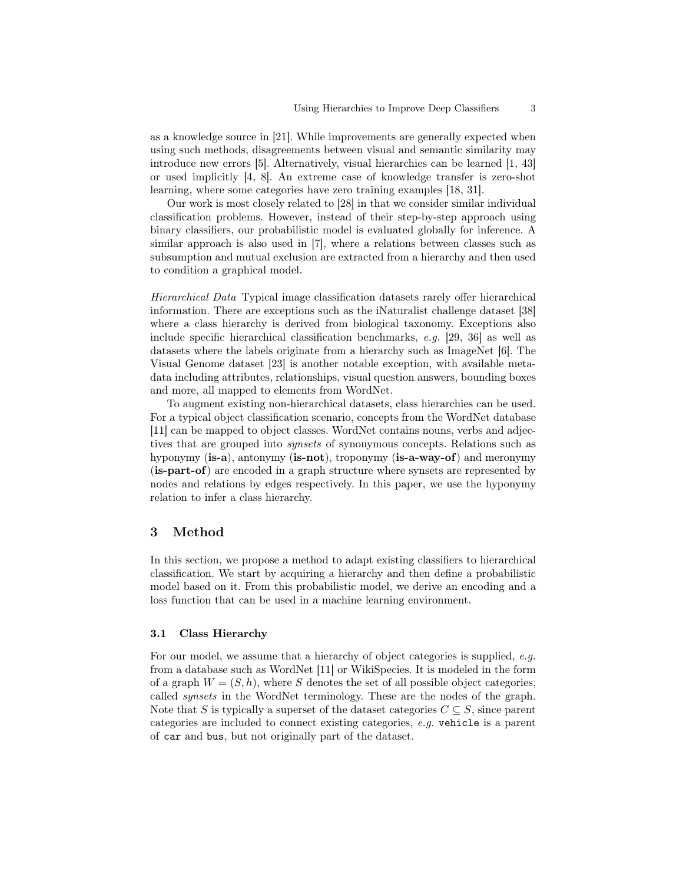as a knowledge source in [21]. While improvements are generally expected when using such methods, disagreements between visual and semantic similarity may introduce new errors [5]. Alternatively, visual hierarchies can be learned [1, 43] or used implicitly [4, 8]. An extreme case of knowledge transfer is zero-shot learning, where some categories have zero training examples [18, 31].

Our work is most closely related to [28] in that we consider similar individual classification problems. However, instead of their step-by-step approach using binary classifiers, our probabilistic model is evaluated globally for inference. A similar approach is also used in [7], where a relations between classes such as subsumption and mutual exclusion are extracted from a hierarchy and then used to condition a graphical model.

*Hierarchical Data* Typical image classification datasets rarely offer hierarchical information. There are exceptions such as the iNaturalist challenge dataset [38] where a class hierarchy is derived from biological taxonomy. Exceptions also include specific hierarchical classification benchmarks, *e.g.* [29, 36] as well as datasets where the labels originate from a hierarchy such as ImageNet [6]. The Visual Genome dataset [23] is another notable exception, with available metadata including attributes, relationships, visual question answers, bounding boxes and more, all mapped to elements from WordNet.

To augment existing non-hierarchical datasets, class hierarchies can be used. For a typical object classification scenario, concepts from the WordNet database [11] can be mapped to object classes. WordNet contains nouns, verbs and adjectives that are grouped into *synsets* of synonymous concepts. Relations such as hyponymy (**is-a**), antonymy (**is-not**), troponymy (**is-a-way-of**) and meronymy (**is-part-of**) are encoded in a graph structure where synsets are represented by nodes and relations by edges respectively. In this paper, we use the hyponymy relation to infer a class hierarchy.

## 3 Method

In this section, we propose a method to adapt existing classifiers to hierarchical classification. We start by acquiring a hierarchy and then define a probabilistic model based on it. From this probabilistic model, we derive an encoding and a loss function that can be used in a machine learning environment.

### 3.1 Class Hierarchy

For our model, we assume that a hierarchy of object categories is supplied, *e.g.* from a database such as WordNet [11] or WikiSpecies. It is modeled in the form of a graph $W = (S, h)$, where $S$ denotes the set of all possible object categories, called *synsets* in the WordNet terminology. These are the nodes of the graph. Note that $S$ is typically a superset of the dataset categories $C \subseteq S$, since parent categories are included to connect existing categories, *e.g.* `vehicle` is a parent of `car` and `bus`, but not originally part of the dataset.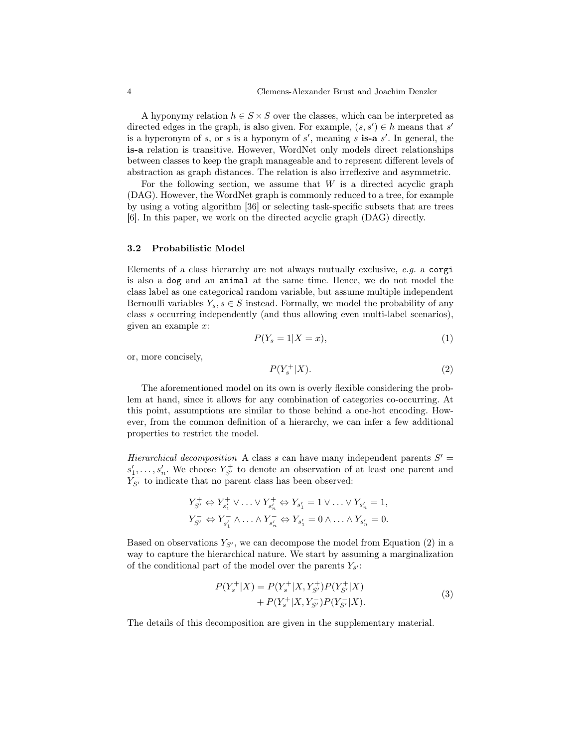A hyponymy relation $h \in S \times S$ over the classes, which can be interpreted as directed edges in the graph, is also given. For example, $(s, s') \in h$ means that $s'$ is a hyperonym of $s$, or $s$ is a hyponym of $s'$, meaning $s$ **is-a** $s'$. In general, the **is-a** relation is transitive. However, WordNet only models direct relationships between classes to keep the graph manageable and to represent different levels of abstraction as graph distances. The relation is also irreflexive and asymmetric.

For the following section, we assume that $W$ is a directed acyclic graph (DAG). However, the WordNet graph is commonly reduced to a tree, for example by using a voting algorithm [36] or selecting task-specific subsets that are trees [6]. In this paper, we work on the directed acyclic graph (DAG) directly.

### 3.2 Probabilistic Model

Elements of a class hierarchy are not always mutually exclusive, *e.g.* a `corgi` is also a `dog` and an `animal` at the same time. Hence, we do not model the class label as one categorical random variable, but assume multiple independent Bernoulli variables $Y_s, s \in S$ instead. Formally, we model the probability of any class $s$ occurring independently (and thus allowing even multi-label scenarios), given an example $x$:

$$P(Y_s = 1 | X = x), \tag{1}$$

or, more concisely,

$$P(Y_s^+ | X). \tag{2}$$

The aforementioned model on its own is overly flexible considering the problem at hand, since it allows for any combination of categories co-occurring. At this point, assumptions are similar to those behind a one-hot encoding. However, from the common definition of a hierarchy, we can infer a few additional properties to restrict the model.

*Hierarchical decomposition* A class $s$ can have many independent parents $S' = s'_1, \ldots, s'_n$. We choose $Y_{S'}^+$ to denote an observation of at least one parent and $Y_{S'}^-$ to indicate that no parent class has been observed:

$$Y_{S'}^+ \Leftrightarrow Y_{s'_1}^+ \vee \ldots \vee Y_{s'_n}^+ \Leftrightarrow Y_{s'_1} = 1 \vee \ldots \vee Y_{s'_n} = 1,$$
$$Y_{S'}^- \Leftrightarrow Y_{s'_1}^- \wedge \ldots \wedge Y_{s'_n}^- \Leftrightarrow Y_{s'_1} = 0 \wedge \ldots \wedge Y_{s'_n} = 0.$$

Based on observations $Y_{S'}$, we can decompose the model from Equation (2) in a way to capture the hierarchical nature. We start by assuming a marginalization of the conditional part of the model over the parents $Y_{s'}$:

$$\begin{aligned} P(Y_s^+ | X) = P(Y_s^+ | X, Y_{S'}^+) P(Y_{S'}^+ | X) \\ + P(Y_s^+ | X, Y_{S'}^-) P(Y_{S'}^- | X). \end{aligned} \tag{3}$$

The details of this decomposition are given in the supplementary material.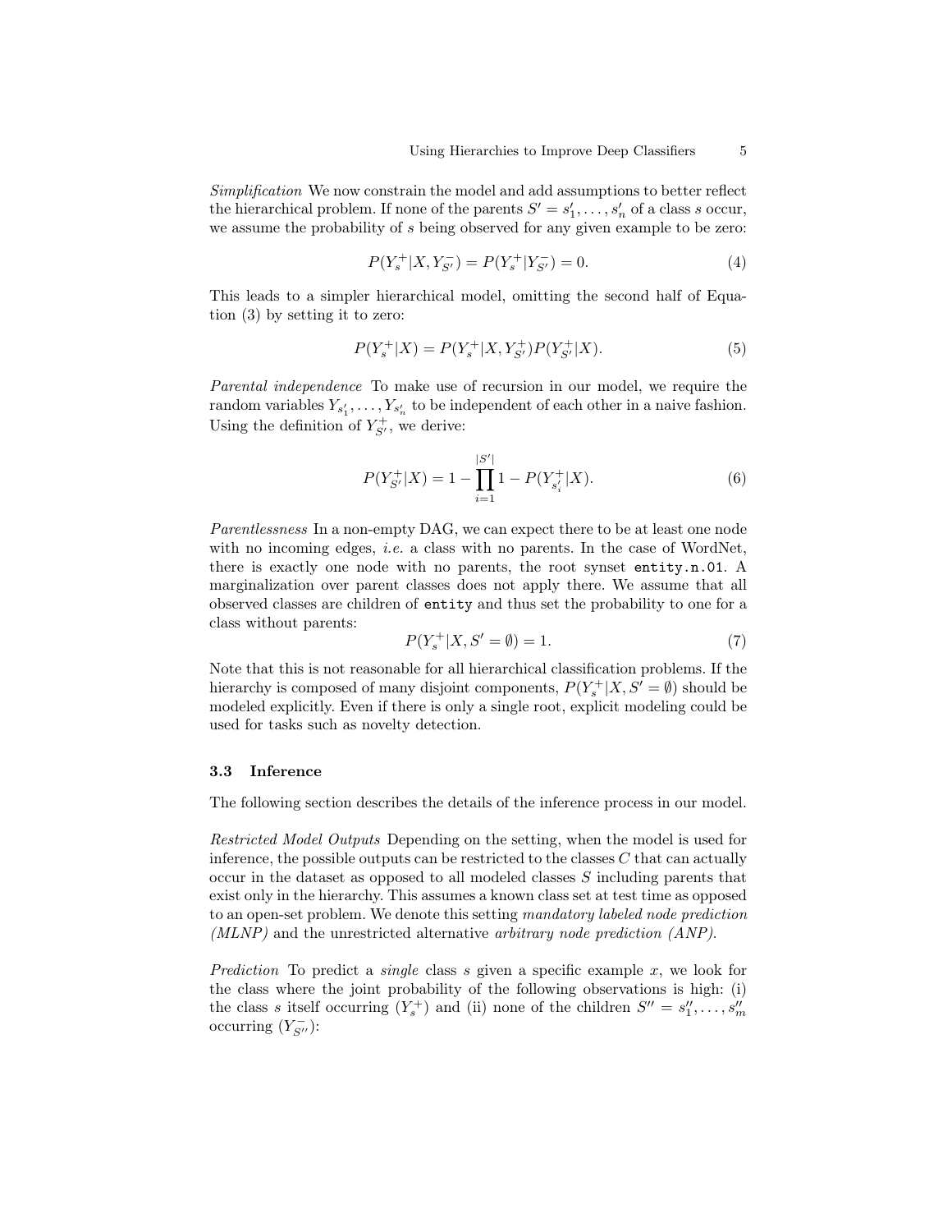*Simplification* We now constrain the model and add assumptions to better reflect the hierarchical problem. If none of the parents $S' = s'_1, \ldots, s'_n$ of a class $s$ occur, we assume the probability of $s$ being observed for any given example to be zero:

$$P(Y_s^+ | X, Y_{S'}^-) = P(Y_s^+ | Y_{S'}^-) = 0. \tag{4}$$

This leads to a simpler hierarchical model, omitting the second half of Equation (3) by setting it to zero:

$$P(Y_s^+ | X) = P(Y_s^+ | X, Y_{S'}^+) P(Y_{S'}^+ | X). \tag{5}$$

*Parental independence* To make use of recursion in our model, we require the random variables $Y_{s'_1}, \ldots, Y_{s'_n}$ to be independent of each other in a naive fashion. Using the definition of $Y_{S'}^+$, we derive:

$$P(Y_{S'}^+ | X) = 1 - \prod_{i=1}^{|S'|} 1 - P(Y_{s'_i}^+ | X). \tag{6}$$

*Parentlessness* In a non-empty DAG, we can expect there to be at least one node with no incoming edges, *i.e.* a class with no parents. In the case of WordNet, there is exactly one node with no parents, the root synset `entity.n.01`. A marginalization over parent classes does not apply there. We assume that all observed classes are children of `entity` and thus set the probability to one for a class without parents:

$$P(Y_s^+ | X, S' = \emptyset) = 1. \tag{7}$$

Note that this is not reasonable for all hierarchical classification problems. If the hierarchy is composed of many disjoint components, $P(Y_s^+ | X, S' = \emptyset)$ should be modeled explicitly. Even if there is only a single root, explicit modeling could be used for tasks such as novelty detection.

### 3.3 Inference

The following section describes the details of the inference process in our model.

*Restricted Model Outputs* Depending on the setting, when the model is used for inference, the possible outputs can be restricted to the classes $C$ that can actually occur in the dataset as opposed to all modeled classes $S$ including parents that exist only in the hierarchy. This assumes a known class set at test time as opposed to an open-set problem. We denote this setting *mandatory labeled node prediction (MLNP)* and the unrestricted alternative *arbitrary node prediction (ANP)*.

*Prediction* To predict a *single* class $s$ given a specific example $x$, we look for the class where the joint probability of the following observations is high: (i) the class $s$ itself occurring ($Y_s^+$) and (ii) none of the children $S'' = s''_1, \ldots, s''_m$ occurring ($Y_{S''}^-$):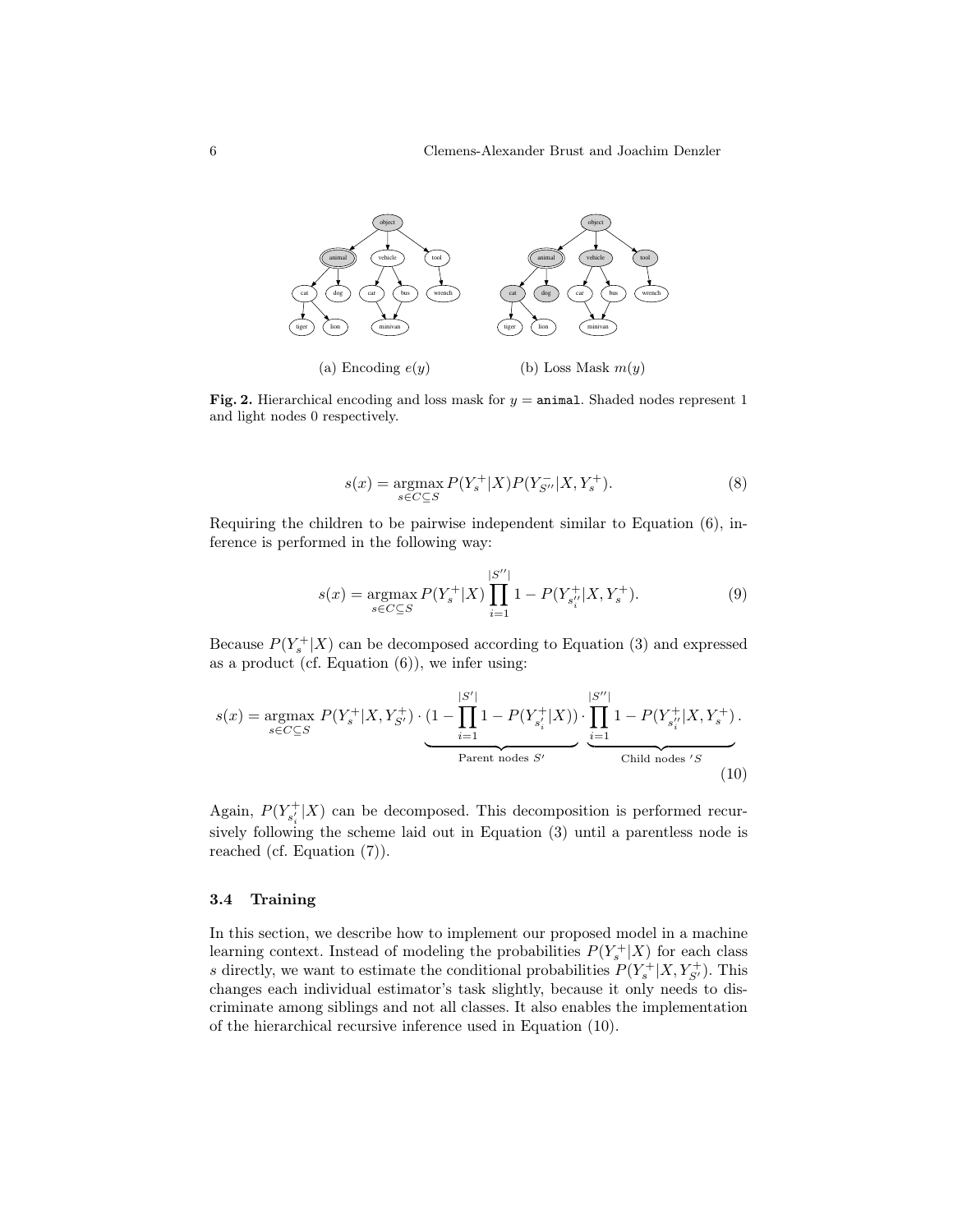(a) Encoding $e(y)$ (b) Loss Mask $m(y)$

**Fig. 2.** Hierarchical encoding and loss mask for $y =$ `animal`. Shaded nodes represent 1 and light nodes 0 respectively.

$$s(x) = \operatorname*{argmax}_{s \in C \subseteq S} P(Y_s^+|X)P(Y_{S''}^-|X, Y_s^+). \tag{8}$$

Requiring the children to be pairwise independent similar to Equation (6), inference is performed in the following way:

$$s(x) = \operatorname*{argmax}_{s \in C \subseteq S} P(Y_s^+|X) \prod_{i=1}^{|S''|} 1 - P(Y_{s_i''}^+|X, Y_s^+). \tag{9}$$

Because $P(Y_s^+|X)$ can be decomposed according to Equation (3) and expressed as a product (cf. Equation (6)), we infer using:

$$s(x) = \operatorname*{argmax}_{s \in C \subseteq S} P(Y_s^+|X, Y_{S'}^+) \cdot \underbrace{(1 - \prod_{i=1}^{|S'|} 1 - P(Y_{s_i'}^+|X))}_{\text{Parent nodes } S'} \cdot \underbrace{\prod_{i=1}^{|S''|} 1 - P(Y_{s_i''}^+|X, Y_s^+)}_{\text{Child nodes } 'S}. \tag{10}$$

Again, $P(Y_{s_i'}^+|X)$ can be decomposed. This decomposition is performed recursively following the scheme laid out in Equation (3) until a parentless node is reached (cf. Equation (7)).

### 3.4 Training

In this section, we describe how to implement our proposed model in a machine learning context. Instead of modeling the probabilities $P(Y_s^+|X)$ for each class $s$ directly, we want to estimate the conditional probabilities $P(Y_s^+|X, Y_{S'}^+)$. This changes each individual estimator's task slightly, because it only needs to discriminate among siblings and not all classes. It also enables the implementation of the hierarchical recursive inference used in Equation (10).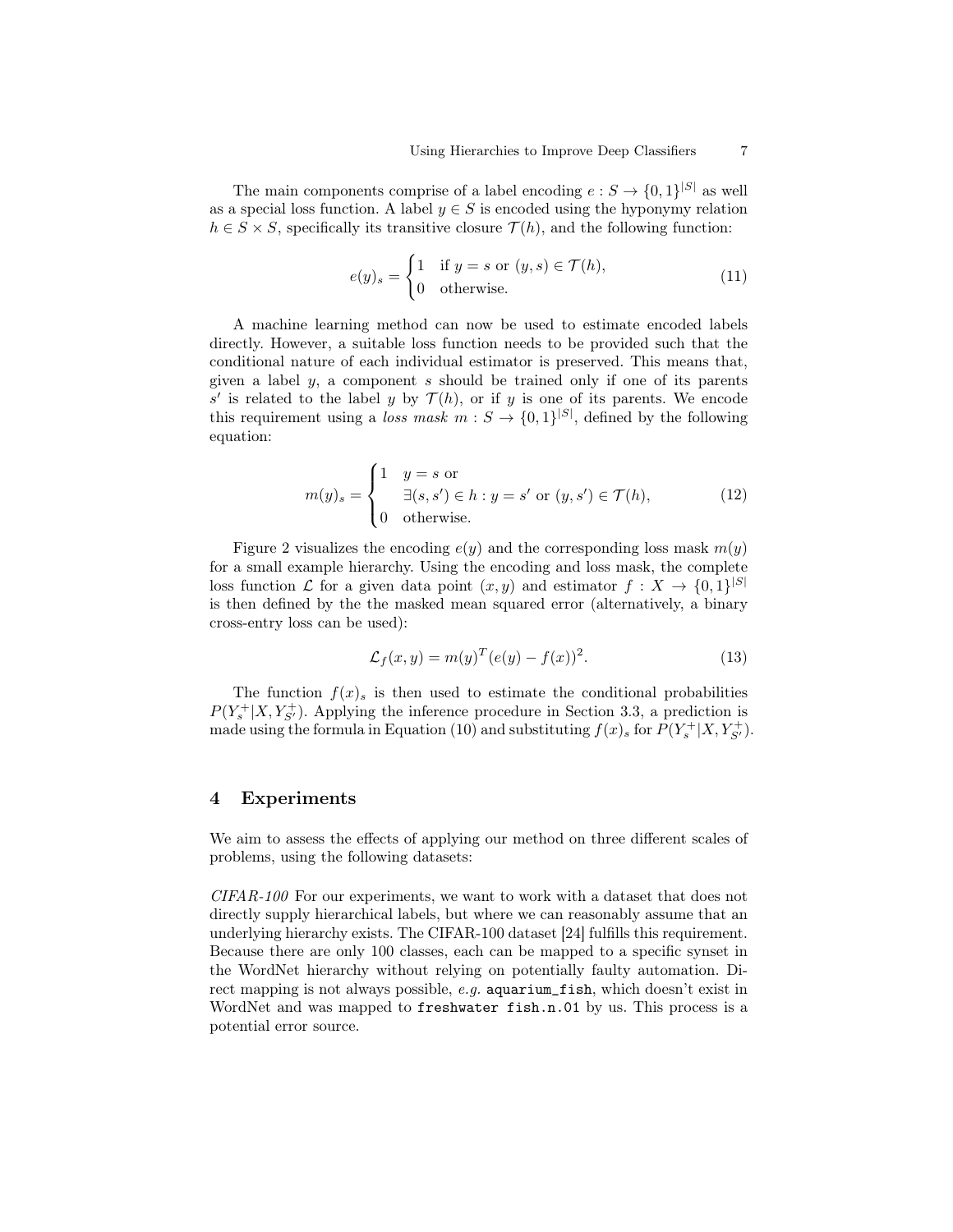The main components comprise of a label encoding $e : S \rightarrow \{0,1\}^{|S|}$ as well as a special loss function. A label $y \in S$ is encoded using the hyponymy relation $h \in S \times S$, specifically its transitive closure $\mathcal{T}(h)$, and the following function:

$$e(y)_s = \begin{cases} 1 & \text{if } y = s \text{ or } (y,s) \in \mathcal{T}(h), \\ 0 & \text{otherwise.} \end{cases} \tag{11}$$

A machine learning method can now be used to estimate encoded labels directly. However, a suitable loss function needs to be provided such that the conditional nature of each individual estimator is preserved. This means that, given a label $y$, a component $s$ should be trained only if one of its parents $s'$ is related to the label $y$ by $\mathcal{T}(h)$, or if $y$ is one of its parents. We encode this requirement using a *loss mask* $m : S \rightarrow \{0,1\}^{|S|}$, defined by the following equation:

$$m(y)_s = \begin{cases} 1 & y = s \text{ or} \\ & \exists (s,s') \in h : y = s' \text{ or } (y,s') \in \mathcal{T}(h), \\ 0 & \text{otherwise.} \end{cases} \tag{12}$$

Figure 2 visualizes the encoding $e(y)$ and the corresponding loss mask $m(y)$ for a small example hierarchy. Using the encoding and loss mask, the complete loss function $\mathcal{L}$ for a given data point $(x,y)$ and estimator $f : X \rightarrow \{0,1\}^{|S|}$ is then defined by the the masked mean squared error (alternatively, a binary cross-entry loss can be used):

$$\mathcal{L}_f(x,y) = m(y)^T (e(y) - f(x))^2. \tag{13}$$

The function $f(x)_s$ is then used to estimate the conditional probabilities $P(Y_s^+ | X, Y_{S'}^+)$. Applying the inference procedure in Section 3.3, a prediction is made using the formula in Equation (10) and substituting $f(x)_s$ for $P(Y_s^+ | X, Y_{S'}^+)$.

## 4 Experiments

We aim to assess the effects of applying our method on three different scales of problems, using the following datasets:

*CIFAR-100* For our experiments, we want to work with a dataset that does not directly supply hierarchical labels, but where we can reasonably assume that an underlying hierarchy exists. The CIFAR-100 dataset [24] fulfills this requirement. Because there are only 100 classes, each can be mapped to a specific synset in the WordNet hierarchy without relying on potentially faulty automation. Direct mapping is not always possible, *e.g.* `aquarium_fish`, which doesn't exist in WordNet and was mapped to `freshwater fish.n.01` by us. This process is a potential error source.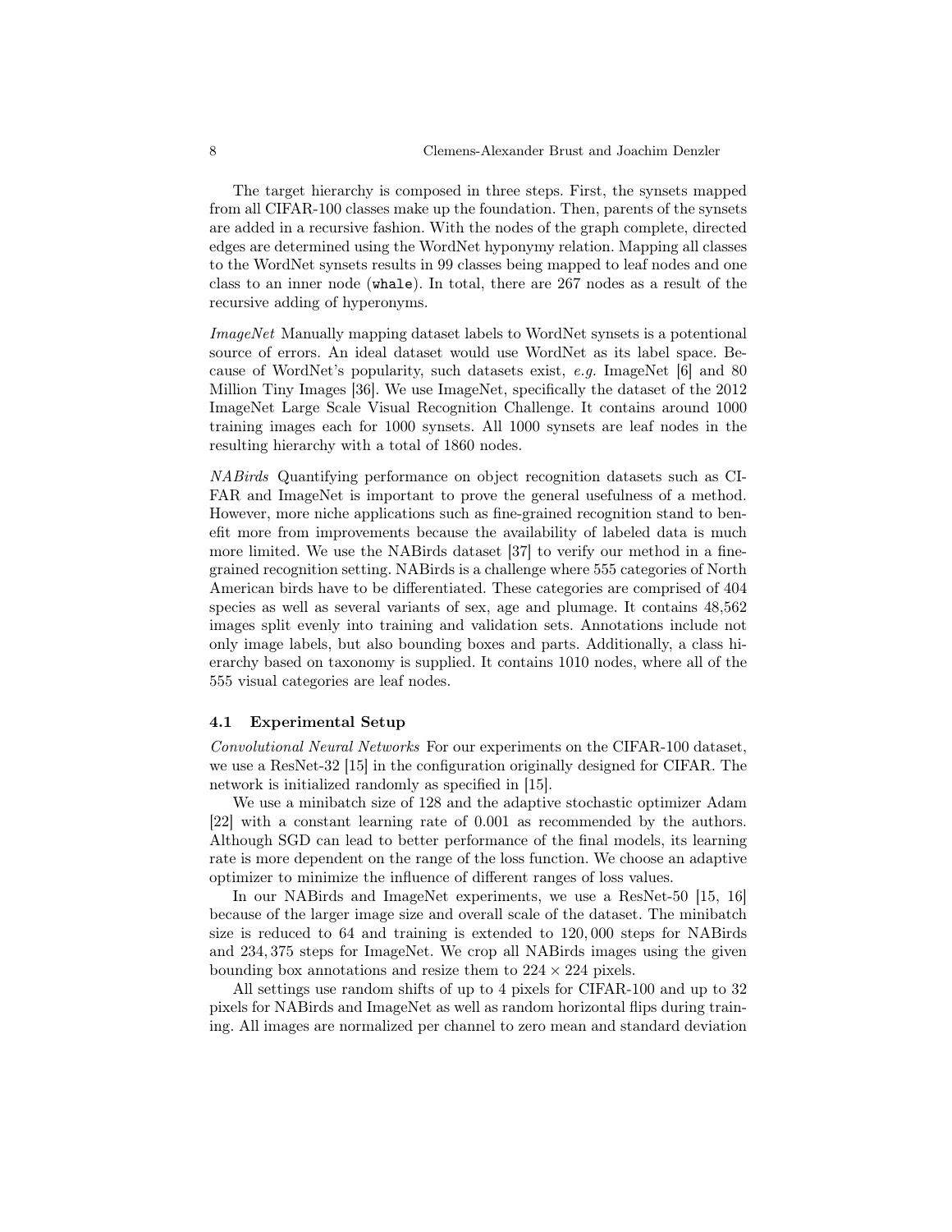The target hierarchy is composed in three steps. First, the synsets mapped from all CIFAR-100 classes make up the foundation. Then, parents of the synsets are added in a recursive fashion. With the nodes of the graph complete, directed edges are determined using the WordNet hyponymy relation. Mapping all classes to the WordNet synsets results in 99 classes being mapped to leaf nodes and one class to an inner node (`whale`). In total, there are 267 nodes as a result of the recursive adding of hyperonyms.

*ImageNet* Manually mapping dataset labels to WordNet synsets is a potentional source of errors. An ideal dataset would use WordNet as its label space. Because of WordNet's popularity, such datasets exist, *e.g.* ImageNet [6] and 80 Million Tiny Images [36]. We use ImageNet, specifically the dataset of the 2012 ImageNet Large Scale Visual Recognition Challenge. It contains around 1000 training images each for 1000 synsets. All 1000 synsets are leaf nodes in the resulting hierarchy with a total of 1860 nodes.

*NABirds* Quantifying performance on object recognition datasets such as CIFAR and ImageNet is important to prove the general usefulness of a method. However, more niche applications such as fine-grained recognition stand to benefit more from improvements because the availability of labeled data is much more limited. We use the NABirds dataset [37] to verify our method in a fine-grained recognition setting. NABirds is a challenge where 555 categories of North American birds have to be differentiated. These categories are comprised of 404 species as well as several variants of sex, age and plumage. It contains 48,562 images split evenly into training and validation sets. Annotations include not only image labels, but also bounding boxes and parts. Additionally, a class hierarchy based on taxonomy is supplied. It contains 1010 nodes, where all of the 555 visual categories are leaf nodes.

### 4.1 Experimental Setup

*Convolutional Neural Networks* For our experiments on the CIFAR-100 dataset, we use a ResNet-32 [15] in the configuration originally designed for CIFAR. The network is initialized randomly as specified in [15].

We use a minibatch size of 128 and the adaptive stochastic optimizer Adam [22] with a constant learning rate of 0.001 as recommended by the authors. Although SGD can lead to better performance of the final models, its learning rate is more dependent on the range of the loss function. We choose an adaptive optimizer to minimize the influence of different ranges of loss values.

In our NABirds and ImageNet experiments, we use a ResNet-50 [15, 16] because of the larger image size and overall scale of the dataset. The minibatch size is reduced to 64 and training is extended to $120,000$ steps for NABirds and $234,375$ steps for ImageNet. We crop all NABirds images using the given bounding box annotations and resize them to $224 \times 224$ pixels.

All settings use random shifts of up to 4 pixels for CIFAR-100 and up to 32 pixels for NABirds and ImageNet as well as random horizontal flips during training. All images are normalized per channel to zero mean and standard deviation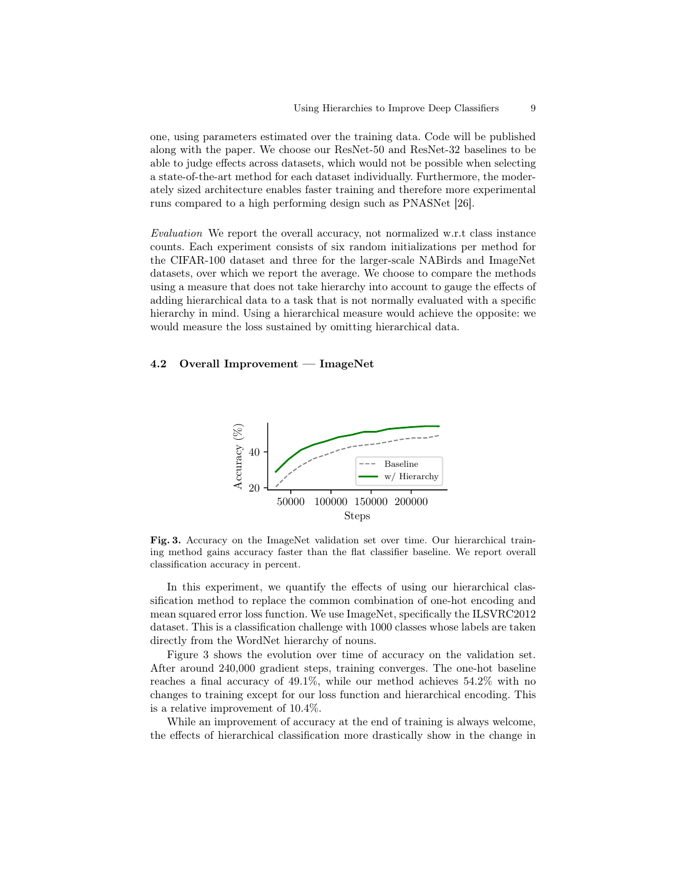one, using parameters estimated over the training data. Code will be published along with the paper. We choose our ResNet-50 and ResNet-32 baselines to be able to judge effects across datasets, which would not be possible when selecting a state-of-the-art method for each dataset individually. Furthermore, the moderately sized architecture enables faster training and therefore more experimental runs compared to a high performing design such as PNASNet [26].

*Evaluation* We report the overall accuracy, not normalized w.r.t class instance counts. Each experiment consists of six random initializations per method for the CIFAR-100 dataset and three for the larger-scale NABirds and ImageNet datasets, over which we report the average. We choose to compare the methods using a measure that does not take hierarchy into account to gauge the effects of adding hierarchical data to a task that is not normally evaluated with a specific hierarchy in mind. Using a hierarchical measure would achieve the opposite: we would measure the loss sustained by omitting hierarchical data.

### 4.2 Overall Improvement — ImageNet

**Fig. 3.** Accuracy on the ImageNet validation set over time. Our hierarchical training method gains accuracy faster than the flat classifier baseline. We report overall classification accuracy in percent.

In this experiment, we quantify the effects of using our hierarchical classification method to replace the common combination of one-hot encoding and mean squared error loss function. We use ImageNet, specifically the ILSVRC2012 dataset. This is a classification challenge with 1000 classes whose labels are taken directly from the WordNet hierarchy of nouns.

Figure 3 shows the evolution over time of accuracy on the validation set. After around 240,000 gradient steps, training converges. The one-hot baseline reaches a final accuracy of 49.1%, while our method achieves 54.2% with no changes to training except for our loss function and hierarchical encoding. This is a relative improvement of 10.4%.

While an improvement of accuracy at the end of training is always welcome, the effects of hierarchical classification more drastically show in the change in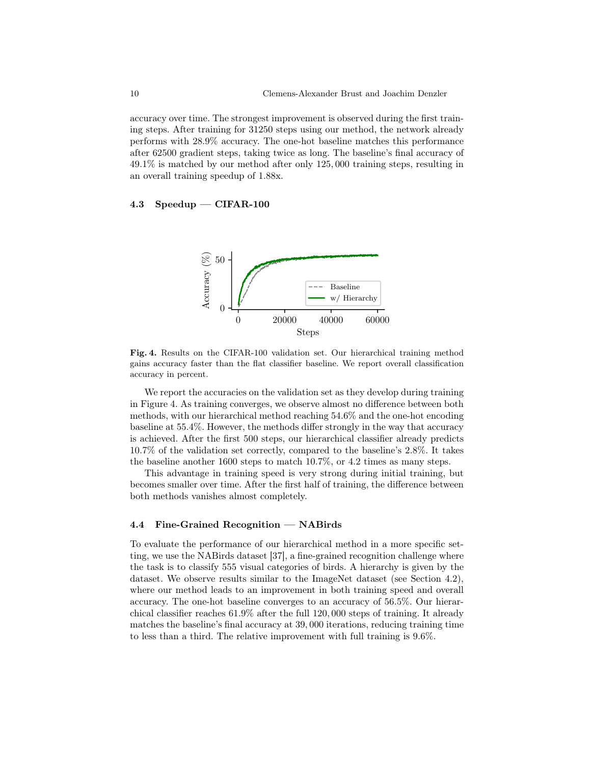accuracy over time. The strongest improvement is observed during the first training steps. After training for 31250 steps using our method, the network already performs with 28.9% accuracy. The one-hot baseline matches this performance after 62500 gradient steps, taking twice as long. The baseline's final accuracy of 49.1% is matched by our method after only 125,000 training steps, resulting in an overall training speedup of 1.88x.

### 4.3 Speedup — CIFAR-100

**Fig. 4.** Results on the CIFAR-100 validation set. Our hierarchical training method gains accuracy faster than the flat classifier baseline. We report overall classification accuracy in percent.

We report the accuracies on the validation set as they develop during training in Figure 4. As training converges, we observe almost no difference between both methods, with our hierarchical method reaching 54.6% and the one-hot encoding baseline at 55.4%. However, the methods differ strongly in the way that accuracy is achieved. After the first 500 steps, our hierarchical classifier already predicts 10.7% of the validation set correctly, compared to the baseline's 2.8%. It takes the baseline another 1600 steps to match 10.7%, or 4.2 times as many steps.

This advantage in training speed is very strong during initial training, but becomes smaller over time. After the first half of training, the difference between both methods vanishes almost completely.

### 4.4 Fine-Grained Recognition — NABirds

To evaluate the performance of our hierarchical method in a more specific setting, we use the NABirds dataset [37], a fine-grained recognition challenge where the task is to classify 555 visual categories of birds. A hierarchy is given by the dataset. We observe results similar to the ImageNet dataset (see Section 4.2), where our method leads to an improvement in both training speed and overall accuracy. The one-hot baseline converges to an accuracy of 56.5%. Our hierarchical classifier reaches 61.9% after the full 120,000 steps of training. It already matches the baseline's final accuracy at 39,000 iterations, reducing training time to less than a third. The relative improvement with full training is 9.6%.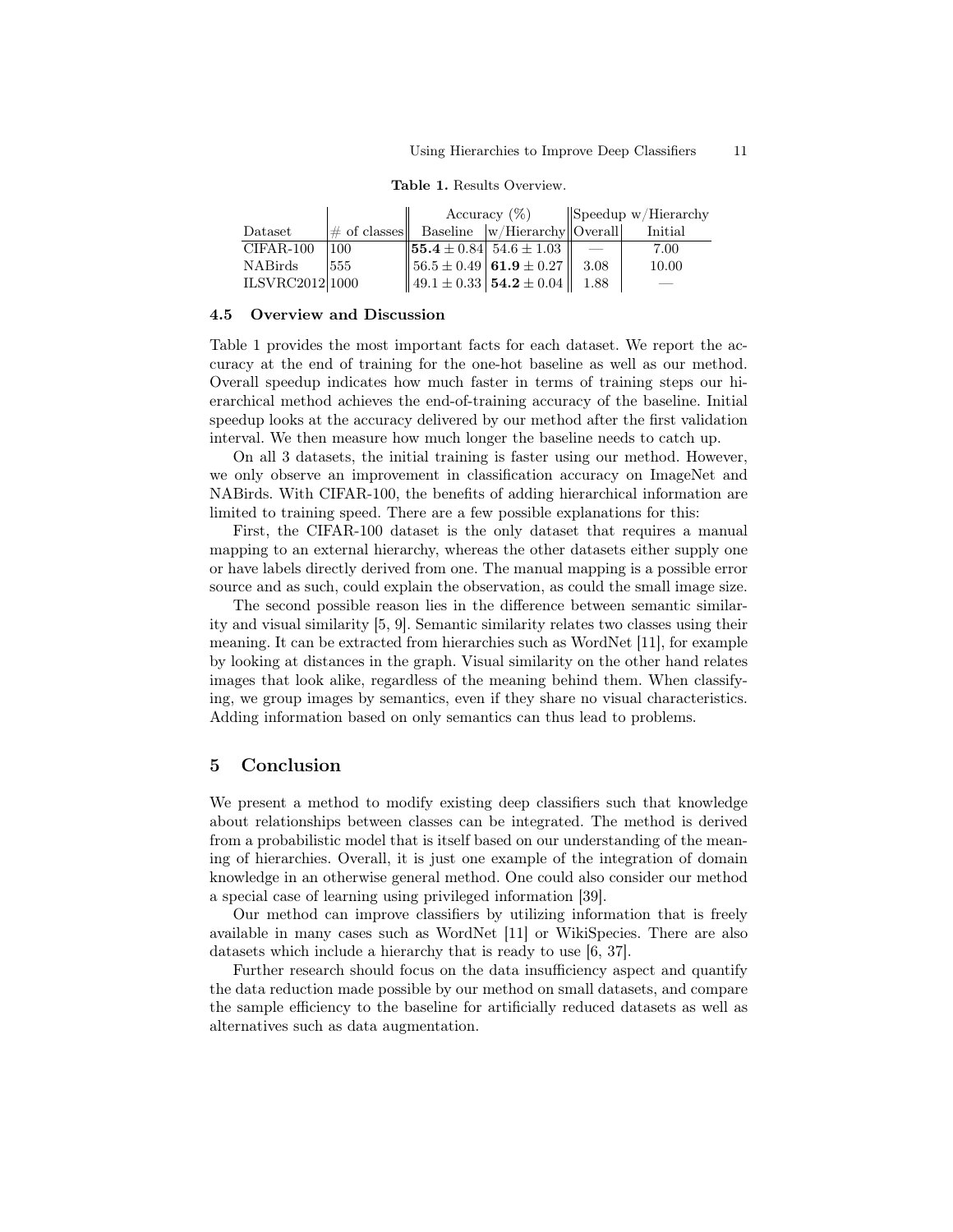**Table 1.** Results Overview.

| Dataset | # of classes | Accuracy (%) | | Speedup w/Hierarchy | |
|---|---|---|---|---|---|
| | | Baseline | w/Hierarchy | Overall | Initial |
| CIFAR-100 | 100 | **55.4** $\pm$ 0.84 | 54.6 $\pm$ 1.03 | — | 7.00 |
| NABirds | 555 | 56.5 $\pm$ 0.49 | **61.9** $\pm$ 0.27 | 3.08 | 10.00 |
| ILSVRC2012 | 1000 | 49.1 $\pm$ 0.33 | **54.2** $\pm$ 0.04 | 1.88 | — |

### 4.5 Overview and Discussion

Table 1 provides the most important facts for each dataset. We report the accuracy at the end of training for the one-hot baseline as well as our method. Overall speedup indicates how much faster in terms of training steps our hierarchical method achieves the end-of-training accuracy of the baseline. Initial speedup looks at the accuracy delivered by our method after the first validation interval. We then measure how much longer the baseline needs to catch up.

On all 3 datasets, the initial training is faster using our method. However, we only observe an improvement in classification accuracy on ImageNet and NABirds. With CIFAR-100, the benefits of adding hierarchical information are limited to training speed. There are a few possible explanations for this:

First, the CIFAR-100 dataset is the only dataset that requires a manual mapping to an external hierarchy, whereas the other datasets either supply one or have labels directly derived from one. The manual mapping is a possible error source and as such, could explain the observation, as could the small image size.

The second possible reason lies in the difference between semantic similarity and visual similarity [5, 9]. Semantic similarity relates two classes using their meaning. It can be extracted from hierarchies such as WordNet [11], for example by looking at distances in the graph. Visual similarity on the other hand relates images that look alike, regardless of the meaning behind them. When classifying, we group images by semantics, even if they share no visual characteristics. Adding information based on only semantics can thus lead to problems.

## 5 Conclusion

We present a method to modify existing deep classifiers such that knowledge about relationships between classes can be integrated. The method is derived from a probabilistic model that is itself based on our understanding of the meaning of hierarchies. Overall, it is just one example of the integration of domain knowledge in an otherwise general method. One could also consider our method a special case of learning using privileged information [39].

Our method can improve classifiers by utilizing information that is freely available in many cases such as WordNet [11] or WikiSpecies. There are also datasets which include a hierarchy that is ready to use [6, 37].

Further research should focus on the data insufficiency aspect and quantify the data reduction made possible by our method on small datasets, and compare the sample efficiency to the baseline for artificially reduced datasets as well as alternatives such as data augmentation.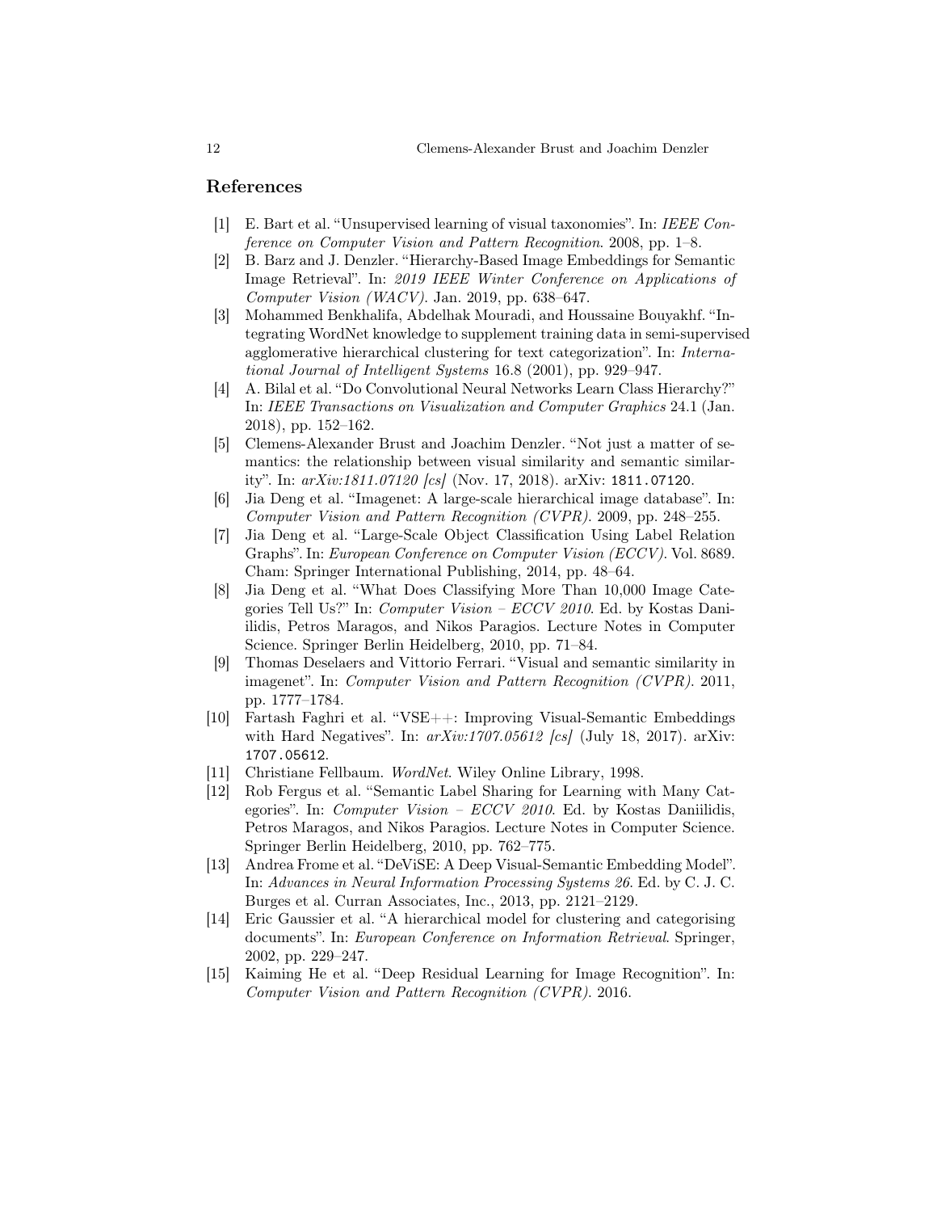## References

[1] E. Bart et al. "Unsupervised learning of visual taxonomies". In: *IEEE Conference on Computer Vision and Pattern Recognition*. 2008, pp. 1–8.

[2] B. Barz and J. Denzler. "Hierarchy-Based Image Embeddings for Semantic Image Retrieval". In: *2019 IEEE Winter Conference on Applications of Computer Vision (WACV)*. Jan. 2019, pp. 638–647.

[3] Mohammed Benkhalifa, Abdelhak Mouradi, and Houssaine Bouyakhf. "Integrating WordNet knowledge to supplement training data in semi-supervised agglomerative hierarchical clustering for text categorization". In: *International Journal of Intelligent Systems* 16.8 (2001), pp. 929–947.

[4] A. Bilal et al. "Do Convolutional Neural Networks Learn Class Hierarchy?" In: *IEEE Transactions on Visualization and Computer Graphics* 24.1 (Jan. 2018), pp. 152–162.

[5] Clemens-Alexander Brust and Joachim Denzler. "Not just a matter of semantics: the relationship between visual similarity and semantic similarity". In: *arXiv:1811.07120 [cs]* (Nov. 17, 2018). arXiv: `1811.07120`.

[6] Jia Deng et al. "Imagenet: A large-scale hierarchical image database". In: *Computer Vision and Pattern Recognition (CVPR)*. 2009, pp. 248–255.

[7] Jia Deng et al. "Large-Scale Object Classification Using Label Relation Graphs". In: *European Conference on Computer Vision (ECCV)*. Vol. 8689. Cham: Springer International Publishing, 2014, pp. 48–64.

[8] Jia Deng et al. "What Does Classifying More Than 10,000 Image Categories Tell Us?" In: *Computer Vision – ECCV 2010*. Ed. by Kostas Daniilidis, Petros Maragos, and Nikos Paragios. Lecture Notes in Computer Science. Springer Berlin Heidelberg, 2010, pp. 71–84.

[9] Thomas Deselaers and Vittorio Ferrari. "Visual and semantic similarity in imagenet". In: *Computer Vision and Pattern Recognition (CVPR)*. 2011, pp. 1777–1784.

[10] Fartash Faghri et al. "VSE++: Improving Visual-Semantic Embeddings with Hard Negatives". In: *arXiv:1707.05612 [cs]* (July 18, 2017). arXiv: `1707.05612`.

[11] Christiane Fellbaum. *WordNet*. Wiley Online Library, 1998.

[12] Rob Fergus et al. "Semantic Label Sharing for Learning with Many Categories". In: *Computer Vision – ECCV 2010*. Ed. by Kostas Daniilidis, Petros Maragos, and Nikos Paragios. Lecture Notes in Computer Science. Springer Berlin Heidelberg, 2010, pp. 762–775.

[13] Andrea Frome et al. "DeViSE: A Deep Visual-Semantic Embedding Model". In: *Advances in Neural Information Processing Systems 26*. Ed. by C. J. C. Burges et al. Curran Associates, Inc., 2013, pp. 2121–2129.

[14] Eric Gaussier et al. "A hierarchical model for clustering and categorising documents". In: *European Conference on Information Retrieval*. Springer, 2002, pp. 229–247.

[15] Kaiming He et al. "Deep Residual Learning for Image Recognition". In: *Computer Vision and Pattern Recognition (CVPR)*. 2016.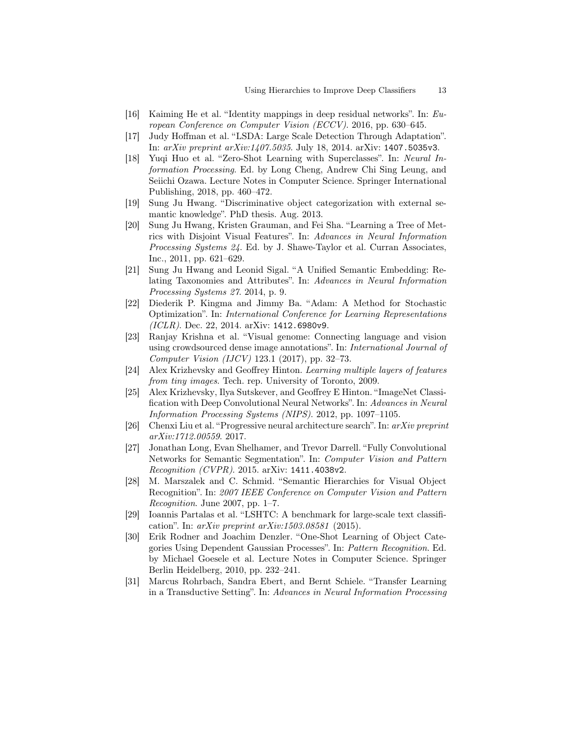[16] Kaiming He et al. "Identity mappings in deep residual networks". In: *European Conference on Computer Vision (ECCV)*. 2016, pp. 630–645.

[17] Judy Hoffman et al. "LSDA: Large Scale Detection Through Adaptation". In: *arXiv preprint arXiv:1407.5035*. July 18, 2014. arXiv: `1407.5035v3`.

[18] Yuqi Huo et al. "Zero-Shot Learning with Superclasses". In: *Neural Information Processing*. Ed. by Long Cheng, Andrew Chi Sing Leung, and Seiichi Ozawa. Lecture Notes in Computer Science. Springer International Publishing, 2018, pp. 460–472.

[19] Sung Ju Hwang. "Discriminative object categorization with external semantic knowledge". PhD thesis. Aug. 2013.

[20] Sung Ju Hwang, Kristen Grauman, and Fei Sha. "Learning a Tree of Metrics with Disjoint Visual Features". In: *Advances in Neural Information Processing Systems 24*. Ed. by J. Shawe-Taylor et al. Curran Associates, Inc., 2011, pp. 621–629.

[21] Sung Ju Hwang and Leonid Sigal. "A Unified Semantic Embedding: Relating Taxonomies and Attributes". In: *Advances in Neural Information Processing Systems 27*. 2014, p. 9.

[22] Diederik P. Kingma and Jimmy Ba. "Adam: A Method for Stochastic Optimization". In: *International Conference for Learning Representations (ICLR)*. Dec. 22, 2014. arXiv: `1412.6980v9`.

[23] Ranjay Krishna et al. "Visual genome: Connecting language and vision using crowdsourced dense image annotations". In: *International Journal of Computer Vision (IJCV)* 123.1 (2017), pp. 32–73.

[24] Alex Krizhevsky and Geoffrey Hinton. *Learning multiple layers of features from tiny images*. Tech. rep. University of Toronto, 2009.

[25] Alex Krizhevsky, Ilya Sutskever, and Geoffrey E Hinton. "ImageNet Classification with Deep Convolutional Neural Networks". In: *Advances in Neural Information Processing Systems (NIPS)*. 2012, pp. 1097–1105.

[26] Chenxi Liu et al. "Progressive neural architecture search". In: *arXiv preprint arXiv:1712.00559*. 2017.

[27] Jonathan Long, Evan Shelhamer, and Trevor Darrell. "Fully Convolutional Networks for Semantic Segmentation". In: *Computer Vision and Pattern Recognition (CVPR)*. 2015. arXiv: `1411.4038v2`.

[28] M. Marszalek and C. Schmid. "Semantic Hierarchies for Visual Object Recognition". In: *2007 IEEE Conference on Computer Vision and Pattern Recognition*. June 2007, pp. 1–7.

[29] Ioannis Partalas et al. "LSHTC: A benchmark for large-scale text classification". In: *arXiv preprint arXiv:1503.08581* (2015).

[30] Erik Rodner and Joachim Denzler. "One-Shot Learning of Object Categories Using Dependent Gaussian Processes". In: *Pattern Recognition*. Ed. by Michael Goesele et al. Lecture Notes in Computer Science. Springer Berlin Heidelberg, 2010, pp. 232–241.

[31] Marcus Rohrbach, Sandra Ebert, and Bernt Schiele. "Transfer Learning in a Transductive Setting". In: *Advances in Neural Information Processing*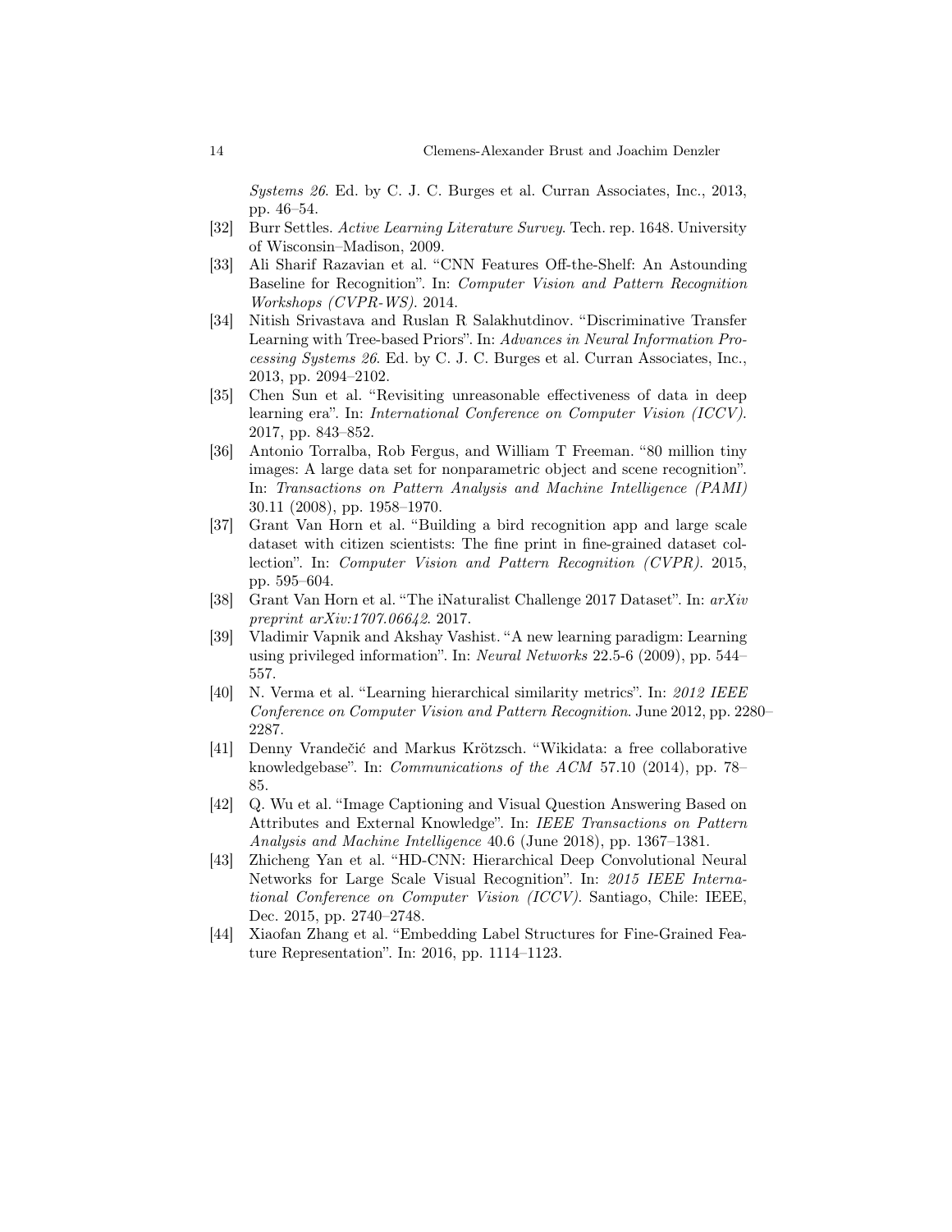*Systems 26*. Ed. by C. J. C. Burges et al. Curran Associates, Inc., 2013, pp. 46–54.

[32] Burr Settles. *Active Learning Literature Survey*. Tech. rep. 1648. University of Wisconsin–Madison, 2009.

[33] Ali Sharif Razavian et al. "CNN Features Off-the-Shelf: An Astounding Baseline for Recognition". In: *Computer Vision and Pattern Recognition Workshops (CVPR-WS)*. 2014.

[34] Nitish Srivastava and Ruslan R Salakhutdinov. "Discriminative Transfer Learning with Tree-based Priors". In: *Advances in Neural Information Processing Systems 26*. Ed. by C. J. C. Burges et al. Curran Associates, Inc., 2013, pp. 2094–2102.

[35] Chen Sun et al. "Revisiting unreasonable effectiveness of data in deep learning era". In: *International Conference on Computer Vision (ICCV)*. 2017, pp. 843–852.

[36] Antonio Torralba, Rob Fergus, and William T Freeman. "80 million tiny images: A large data set for nonparametric object and scene recognition". In: *Transactions on Pattern Analysis and Machine Intelligence (PAMI)* 30.11 (2008), pp. 1958–1970.

[37] Grant Van Horn et al. "Building a bird recognition app and large scale dataset with citizen scientists: The fine print in fine-grained dataset collection". In: *Computer Vision and Pattern Recognition (CVPR)*. 2015, pp. 595–604.

[38] Grant Van Horn et al. "The iNaturalist Challenge 2017 Dataset". In: *arXiv preprint arXiv:1707.06642*. 2017.

[39] Vladimir Vapnik and Akshay Vashist. "A new learning paradigm: Learning using privileged information". In: *Neural Networks* 22.5-6 (2009), pp. 544–557.

[40] N. Verma et al. "Learning hierarchical similarity metrics". In: *2012 IEEE Conference on Computer Vision and Pattern Recognition*. June 2012, pp. 2280–2287.

[41] Denny Vrandečić and Markus Krötzsch. "Wikidata: a free collaborative knowledgebase". In: *Communications of the ACM* 57.10 (2014), pp. 78–85.

[42] Q. Wu et al. "Image Captioning and Visual Question Answering Based on Attributes and External Knowledge". In: *IEEE Transactions on Pattern Analysis and Machine Intelligence* 40.6 (June 2018), pp. 1367–1381.

[43] Zhicheng Yan et al. "HD-CNN: Hierarchical Deep Convolutional Neural Networks for Large Scale Visual Recognition". In: *2015 IEEE International Conference on Computer Vision (ICCV)*. Santiago, Chile: IEEE, Dec. 2015, pp. 2740–2748.

[44] Xiaofan Zhang et al. "Embedding Label Structures for Fine-Grained Feature Representation". In: 2016, pp. 1114–1123.